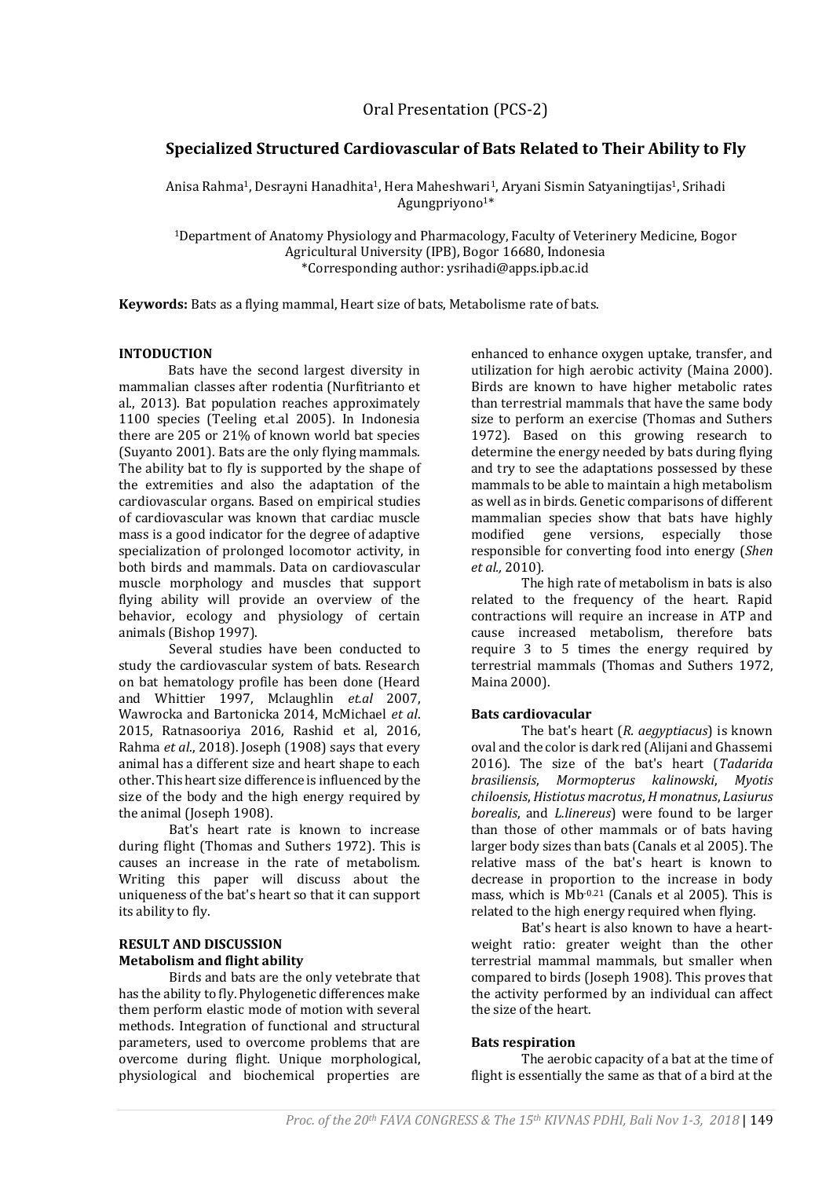Oral Presentation (PCS-2)

# Specialized Structured Cardiovascular of Bats Related to Their Ability to Fly

Anisa Rahma[1], Desrayni Hanadhita[1], Hera Maheshwari[1], Aryani Sismin Satyaningtijas[1], Srihadi Agungpriyono[1]*

[1]Department of Anatomy Physiology and Pharmacology, Faculty of Veterinery Medicine, Bogor Agricultural University (IPB), Bogor 16680, Indonesia
*Corresponding author: ysrihadi@apps.ipb.ac.id

**Keywords:** Bats as a flying mammal, Heart size of bats, Metabolisme rate of bats.

## INTODUCTION

Bats have the second largest diversity in mammalian classes after rodentia (Nurfitrianto et al., 2013). Bat population reaches approximately 1100 species (Teeling et.al 2005). In Indonesia there are 205 or 21% of known world bat species (Suyanto 2001). Bats are the only flying mammals. The ability bat to fly is supported by the shape of the extremities and also the adaptation of the cardiovascular organs. Based on empirical studies of cardiovascular was known that cardiac muscle mass is a good indicator for the degree of adaptive specialization of prolonged locomotor activity, in both birds and mammals. Data on cardiovascular muscle morphology and muscles that support flying ability will provide an overview of the behavior, ecology and physiology of certain animals (Bishop 1997).

Several studies have been conducted to study the cardiovascular system of bats. Research on bat hematology profile has been done (Heard and Whittier 1997, Mclaughlin *et.al* 2007, Wawrocka and Bartonicka 2014, McMichael *et al*. 2015, Ratnasooriya 2016, Rashid et al, 2016, Rahma *et al*., 2018). Joseph (1908) says that every animal has a different size and heart shape to each other. This heart size difference is influenced by the size of the body and the high energy required by the animal (Joseph 1908).

Bat's heart rate is known to increase during flight (Thomas and Suthers 1972). This is causes an increase in the rate of metabolism. Writing this paper will discuss about the uniqueness of the bat's heart so that it can support its ability to fly.

## RESULT AND DISCUSSION

### Metabolism and flight ability

Birds and bats are the only vetebrate that has the ability to fly. Phylogenetic differences make them perform elastic mode of motion with several methods. Integration of functional and structural parameters, used to overcome problems that are overcome during flight. Unique morphological, physiological and biochemical properties are enhanced to enhance oxygen uptake, transfer, and utilization for high aerobic activity (Maina 2000). Birds are known to have higher metabolic rates than terrestrial mammals that have the same body size to perform an exercise (Thomas and Suthers 1972). Based on this growing research to determine the energy needed by bats during flying and try to see the adaptations possessed by these mammals to be able to maintain a high metabolism as well as in birds. Genetic comparisons of different mammalian species show that bats have highly modified gene versions, especially those responsible for converting food into energy (*Shen et al.,* 2010).

The high rate of metabolism in bats is also related to the frequency of the heart. Rapid contractions will require an increase in ATP and cause increased metabolism, therefore bats require 3 to 5 times the energy required by terrestrial mammals (Thomas and Suthers 1972, Maina 2000).

### Bats cardiovacular

The bat's heart (*R. aegyptiacus*) is known oval and the color is dark red (Alijani and Ghassemi 2016). The size of the bat's heart (*Tadarida brasiliensis*, *Mormopterus kalinowski*, *Myotis chiloensis*, *Histiotus macrotus*, *H monatnus*, *Lasiurus borealis*, and *L.linereus*) were found to be larger than those of other mammals or of bats having larger body sizes than bats (Canals et al 2005). The relative mass of the bat's heart is known to decrease in proportion to the increase in body mass, which is $Mb^{-0.21}$ (Canals et al 2005). This is related to the high energy required when flying.

Bat's heart is also known to have a heart-weight ratio: greater weight than the other terrestrial mammal mammals, but smaller when compared to birds (Joseph 1908). This proves that the activity performed by an individual can affect the size of the heart.

### Bats respiration

The aerobic capacity of a bat at the time of flight is essentially the same as that of a bird at the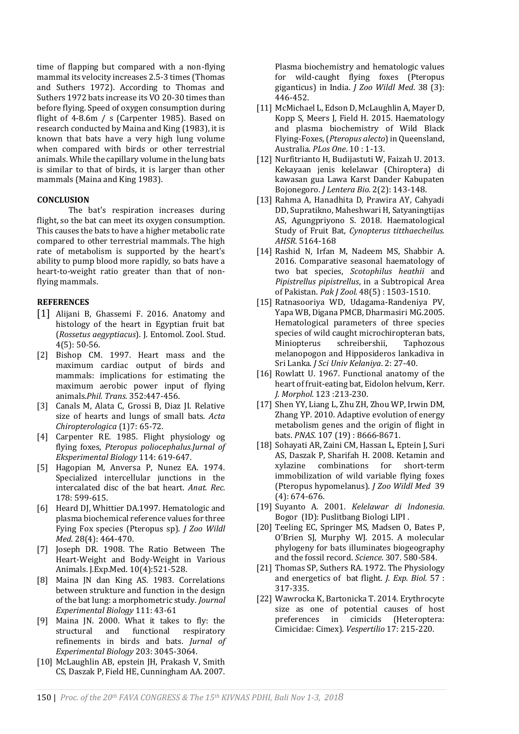time of flapping but compared with a non-flying mammal its velocity increases 2.5-3 times (Thomas and Suthers 1972). According to Thomas and Suthers 1972 bats increase its VO 20-30 times than before flying. Speed of oxygen consumption during flight of 4-8.6m / s (Carpenter 1985). Based on research conducted by Maina and King (1983), it is known that bats have a very high lung volume when compared with birds or other terrestrial animals. While the capillary volume in the lung bats is similar to that of birds, it is larger than other mammals (Maina and King 1983).

## CONCLUSION

The bat's respiration increases during flight, so the bat can meet its oxygen consumption. This causes the bats to have a higher metabolic rate compared to other terrestrial mammals. The high rate of metabolism is supported by the heart's ability to pump blood more rapidly, so bats have a heart-to-weight ratio greater than that of non-flying mammals.

## REFERENCES

[1] Alijani B, Ghassemi F. 2016. Anatomy and histology of the heart in Egyptian fruit bat (*Rossetus aegyptiacus*). J. Entomol. Zool. Stud. 4(5): 50-56.

[2] Bishop CM. 1997. Heart mass and the maximum cardiac output of birds and mammals: implications for estimating the maximum aerobic power input of flying animals.*Phil. Trans.* 352:447-456.

[3] Canals M, Alata C, Grossi B, Diaz JI. Relative size of hearts and lungs of small bats. *Acta Chiropterologica* (1)7: 65-72.

[4] Carpenter RE. 1985. Flight physiology og flying foxes, *Pteropus poliocephalus.Jurnal of Eksperimental Biology* 114: 619-647.

[5] Hagopian M, Anversa P, Nunez EA. 1974. Specialized intercellular junctions in the intercalated disc of the bat heart. *Anat. Rec.* 178: 599-615.

[6] Heard DJ, Whittier DA.1997. Hematologic and plasma biochemical reference values for three Fying Fox species (Pteropus sp). *J Zoo Wildl Med.* 28(4): 464-470.

[7] Joseph DR. 1908. The Ratio Between The Heart-Weight and Body-Weight in Various Animals. J.Exp.Med. 10(4):521-528.

[8] Maina JN dan King AS. 1983. Correlations between strukture and function in the design of the bat lung: a morphometric study. *Journal Experimental Biology* 111: 43-61

[9] Maina JN. 2000. What it takes to fly: the structural and functional respiratory refinements in birds and bats. *Jurnal of Experimental Biology* 203: 3045-3064.

[10] McLaughlin AB, epstein JH, Prakash V, Smith CS, Daszak P, Field HE, Cunningham AA. 2007. Plasma biochemistry and hematologic values for wild-caught flying foxes (Pteropus giganticus) in India. *J Zoo Wildl Med*. 38 (3): 446-452.

[11] McMichael L, Edson D, McLaughlin A, Mayer D, Kopp S, Meers J, Field H. 2015. Haematology and plasma biochemistry of Wild Black Flying-Foxes, (*Pteropus alecto*) in Queensland, Australia. *PLos One*. 10 : 1-13.

[12] Nurfitrianto H, Budijastuti W, Faizah U. 2013. Kekayaan jenis kelelawar (Chiroptera) di kawasan gua Lawa Karst Dander Kabupaten Bojonegoro. *J Lentera Bio.* 2(2): 143-148.

[13] Rahma A, Hanadhita D, Prawira AY, Cahyadi DD, Supratikno, Maheshwari H, Satyaningtijas AS, Agungpriyono S. 2018. Haematological Study of Fruit Bat, *Cynopterus titthaecheilus. AHSR*. 5164-168

[14] Rashid N, Irfan M, Nadeem MS, Shabbir A. 2016. Comparative seasonal haematology of two bat species, *Scotophilus heathii* and *Pipistrellus pipistrellus*, in a Subtropical Area of Pakistan. *Pak J Zool.* 48(5) : 1503-1510.

[15] Ratnasooriya WD, Udagama-Randeniya PV, Yapa WB, Digana PMCB, Dharmasiri MG.2005. Hematological parameters of three species species of wild caught microchiropteran bats, Miniopterus schreibershii, Taphozous melanopogon and Hipposideros lankadiva in Sri Lanka. *J Sci Univ Kelaniya*. 2: 27-40.

[16] Rowlatt U. 1967. Functional anatomy of the heart of fruit-eating bat, Eidolon helvum, Kerr. *J. Morphol.* 123 :213-230.

[17] Shen YY, Liang L, Zhu ZH, Zhou WP, Irwin DM, Zhang YP. 2010. Adaptive evolution of energy metabolism genes and the origin of flight in bats. *PNAS.* 107 (19) : 8666-8671.

[18] Sohayati AR, Zaini CM, Hassan L, Eptein J, Suri AS, Daszak P, Sharifah H. 2008. Ketamin and xylazine combinations for short-term immobilization of wild variable flying foxes (Pteropus hypomelanus). *J Zoo Wildl Med* 39 (4): 674-676.

[19] Suyanto A. 2001. *Kelelawar di Indonesia*. Bogor (ID): Puslitbang Biologi LIPI .

[20] Teeling EC, Springer MS, Madsen O, Bates P, O'Brien SJ, Murphy WJ. 2015. A molecular phylogeny for bats illuminates biogeography and the fossil record. *Science.* 307. 580-584.

[21] Thomas SP, Suthers RA. 1972. The Physiology and energetics of bat flight. *J. Exp. Biol.* 57 : 317-335.

[22] Wawrocka K, Bartonicka T. 2014. Erythrocyte size as one of potential causes of host preferences in cimicids (Heteroptera: Cimicidae: Cimex). *Vespertilio* 17: 215-220.